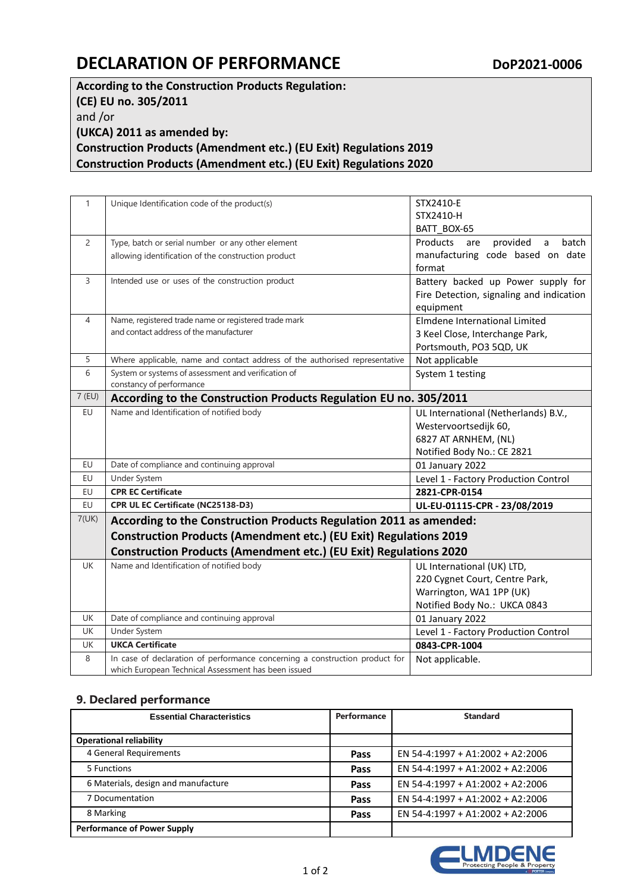# DECLARATION OF PERFORMANCE

**DoP2021-0006**

**According to the Construction Products Regulation:**
**(CE) EU no. 305/2011**
and /or
**(UKCA) 2011 as amended by:**
**Construction Products (Amendment etc.) (EU Exit) Regulations 2019**
**Construction Products (Amendment etc.) (EU Exit) Regulations 2020**

| | | |
|---|---|---|
| 1 | Unique Identification code of the product(s) | STX2410-E<br>STX2410-H<br>BATT_BOX-65 |
| 2 | Type, batch or serial number or any other element allowing identification of the construction product | Products are provided a batch manufacturing code based on date format |
| 3 | Intended use or uses of the construction product | Battery backed up Power supply for Fire Detection, signaling and indication equipment |
| 4 | Name, registered trade name or registered trade mark and contact address of the manufacturer | Elmdene International Limited<br>3 Keel Close, Interchange Park,<br>Portsmouth, PO3 5QD, UK |
| 5 | Where applicable, name and contact address of the authorised representative | Not applicable |
| 6 | System or systems of assessment and verification of constancy of performance | System 1 testing |
| 7 (EU) | **According to the Construction Products Regulation EU no. 305/2011** | |
| EU | Name and Identification of notified body | UL International (Netherlands) B.V.,<br>Westervoortsedijk 60,<br>6827 AT ARNHEM, (NL)<br>Notified Body No.: CE 2821 |
| EU | Date of compliance and continuing approval | 01 January 2022 |
| EU | Under System | Level 1 - Factory Production Control |
| EU | **CPR EC Certificate** | **2821-CPR-0154** |
| EU | **CPR UL EC Certificate (NC25138-D3)** | **UL-EU-01115-CPR - 23/08/2019** |
| 7(UK) | **According to the Construction Products Regulation 2011 as amended:**<br>**Construction Products (Amendment etc.) (EU Exit) Regulations 2019**<br>**Construction Products (Amendment etc.) (EU Exit) Regulations 2020** | |
| UK | Name and Identification of notified body | UL International (UK) LTD,<br>220 Cygnet Court, Centre Park,<br>Warrington, WA1 1PP (UK)<br>Notified Body No.: UKCA 0843 |
| UK | Date of compliance and continuing approval | 01 January 2022 |
| UK | Under System | Level 1 - Factory Production Control |
| UK | **UKCA Certificate** | **0843-CPR-1004** |
| 8 | In case of declaration of performance concerning a construction product for which European Technical Assessment has been issued | Not applicable. |

## 9. Declared performance

| Essential Characteristics | Performance | Standard |
|---|---|---|
| **Operational reliability** | | |
| 4 General Requirements | **Pass** | EN 54-4:1997 + A1:2002 + A2:2006 |
| 5 Functions | **Pass** | EN 54-4:1997 + A1:2002 + A2:2006 |
| 6 Materials, design and manufacture | **Pass** | EN 54-4:1997 + A1:2002 + A2:2006 |
| 7 Documentation | **Pass** | EN 54-4:1997 + A1:2002 + A2:2006 |
| 8 Marking | **Pass** | EN 54-4:1997 + A1:2002 + A2:2006 |
| **Performance of Power Supply** | | |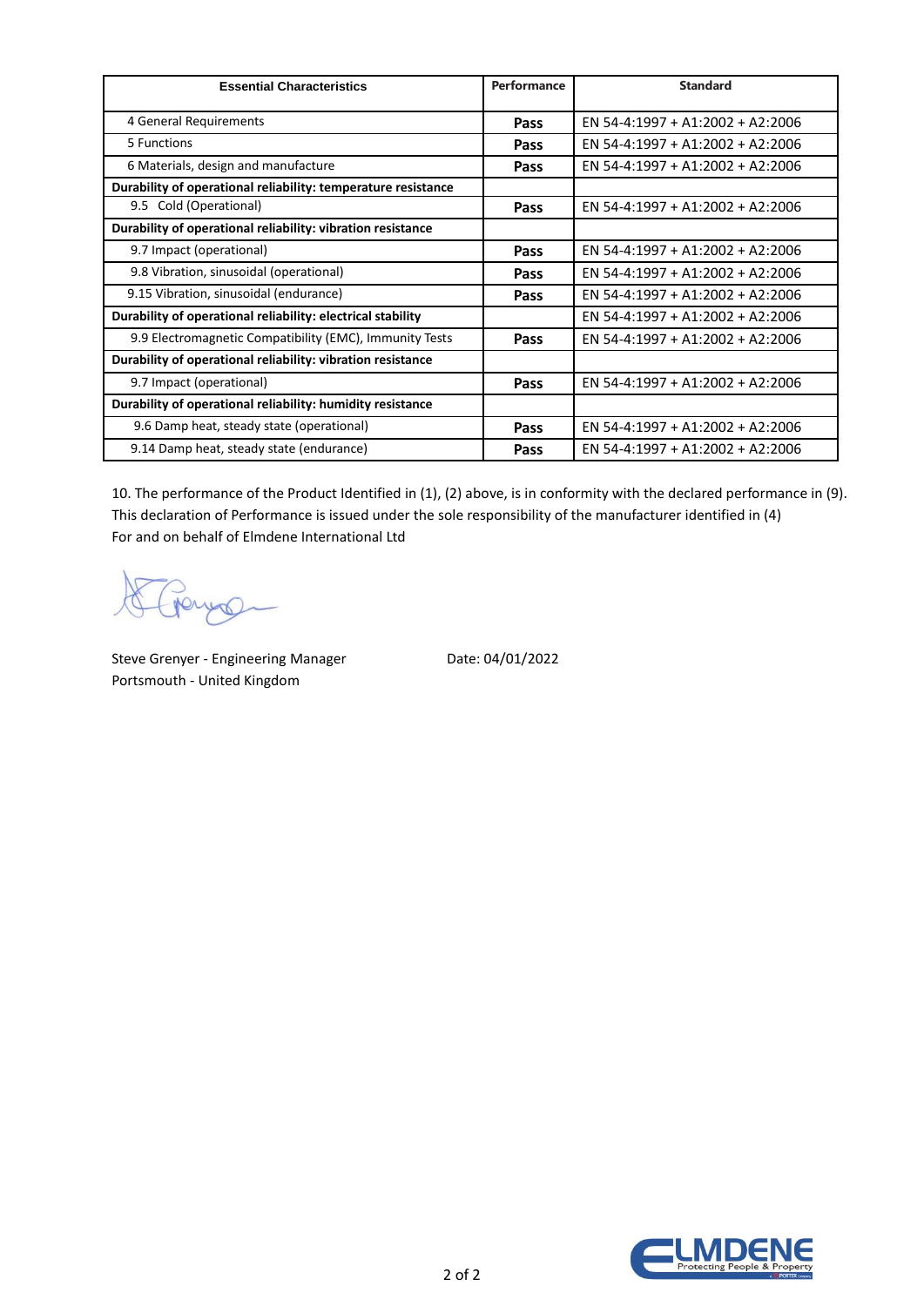| Essential Characteristics | Performance | Standard |
|---|---|---|
| 4 General Requirements | **Pass** | EN 54-4:1997 + A1:2002 + A2:2006 |
| 5 Functions | **Pass** | EN 54-4:1997 + A1:2002 + A2:2006 |
| 6 Materials, design and manufacture | **Pass** | EN 54-4:1997 + A1:2002 + A2:2006 |
| **Durability of operational reliability: temperature resistance** | | |
| 9.5 Cold (Operational) | **Pass** | EN 54-4:1997 + A1:2002 + A2:2006 |
| **Durability of operational reliability: vibration resistance** | | |
| 9.7 Impact (operational) | **Pass** | EN 54-4:1997 + A1:2002 + A2:2006 |
| 9.8 Vibration, sinusoidal (operational) | **Pass** | EN 54-4:1997 + A1:2002 + A2:2006 |
| 9.15 Vibration, sinusoidal (endurance) | **Pass** | EN 54-4:1997 + A1:2002 + A2:2006 |
| **Durability of operational reliability: electrical stability** | | EN 54-4:1997 + A1:2002 + A2:2006 |
| 9.9 Electromagnetic Compatibility (EMC), Immunity Tests | **Pass** | EN 54-4:1997 + A1:2002 + A2:2006 |
| **Durability of operational reliability: vibration resistance** | | |
| 9.7 Impact (operational) | **Pass** | EN 54-4:1997 + A1:2002 + A2:2006 |
| **Durability of operational reliability: humidity resistance** | | |
| 9.6 Damp heat, steady state (operational) | **Pass** | EN 54-4:1997 + A1:2002 + A2:2006 |
| 9.14 Damp heat, steady state (endurance) | **Pass** | EN 54-4:1997 + A1:2002 + A2:2006 |

10. The performance of the Product Identified in (1), (2) above, is in conformity with the declared performance in (9).
This declaration of Performance is issued under the sole responsibility of the manufacturer identified in (4)
For and on behalf of Elmdene International Ltd

Steve Grenyer - Engineering Manager
Portsmouth - United Kingdom

Date: 04/01/2022